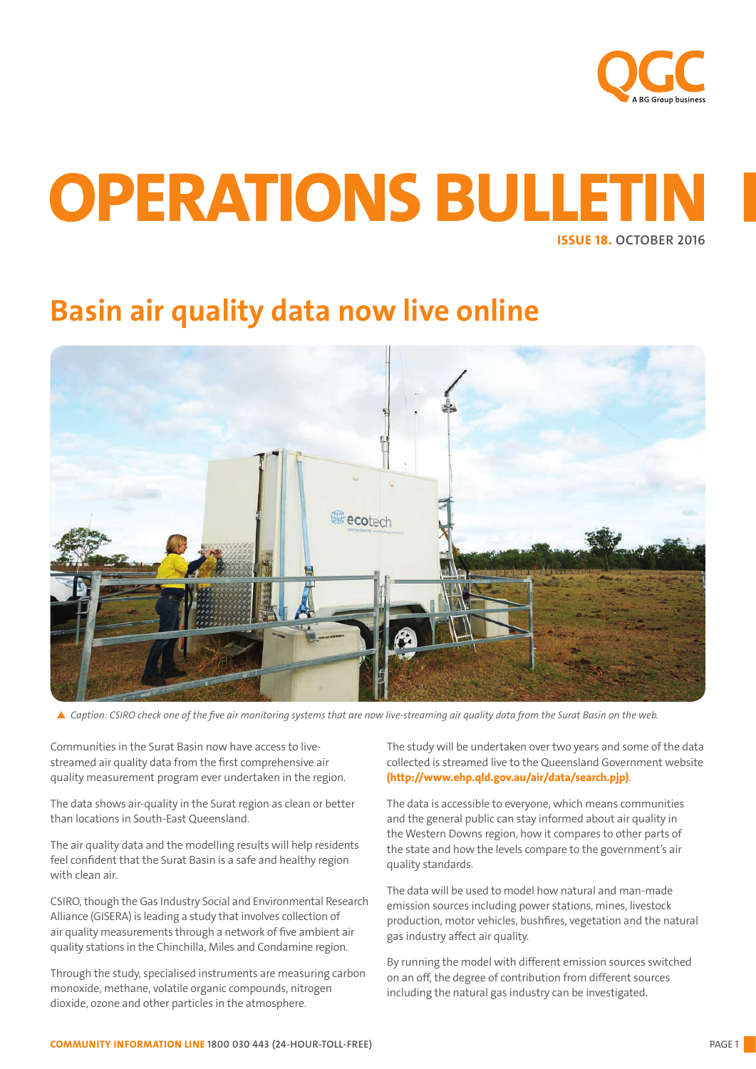QGC

A BG Group business

# OPERATIONS BULLETIN

**ISSUE 18.** OCTOBER 2016

## Basin air quality data now live online

▲ *Caption: CSIRO check one of the five air monitoring systems that are now live-streaming air quality data from the Surat Basin on the web.*

Communities in the Surat Basin now have access to live-streamed air quality data from the first comprehensive air quality measurement program ever undertaken in the region.

The data shows air-quality in the Surat region as clean or better than locations in South-East Queensland.

The air quality data and the modelling results will help residents feel confident that the Surat Basin is a safe and healthy region with clean air.

CSIRO, though the Gas Industry Social and Environmental Research Alliance (GISERA) is leading a study that involves collection of air quality measurements through a network of five ambient air quality stations in the Chinchilla, Miles and Condamine region.

Through the study, specialised instruments are measuring carbon monoxide, methane, volatile organic compounds, nitrogen dioxide, ozone and other particles in the atmosphere.

The study will be undertaken over two years and some of the data collected is streamed live to the Queensland Government website **(http://www.ehp.qld.gov.au/air/data/search.pjp)**.

The data is accessible to everyone, which means communities and the general public can stay informed about air quality in the Western Downs region, how it compares to other parts of the state and how the levels compare to the government's air quality standards.

The data will be used to model how natural and man-made emission sources including power stations, mines, livestock production, motor vehicles, bushfires, vegetation and the natural gas industry affect air quality.

By running the model with different emission sources switched on an off, the degree of contribution from different sources including the natural gas industry can be investigated.

**COMMUNITY INFORMATION LINE** 1800 030 443 (24-HOUR-TOLL-FREE)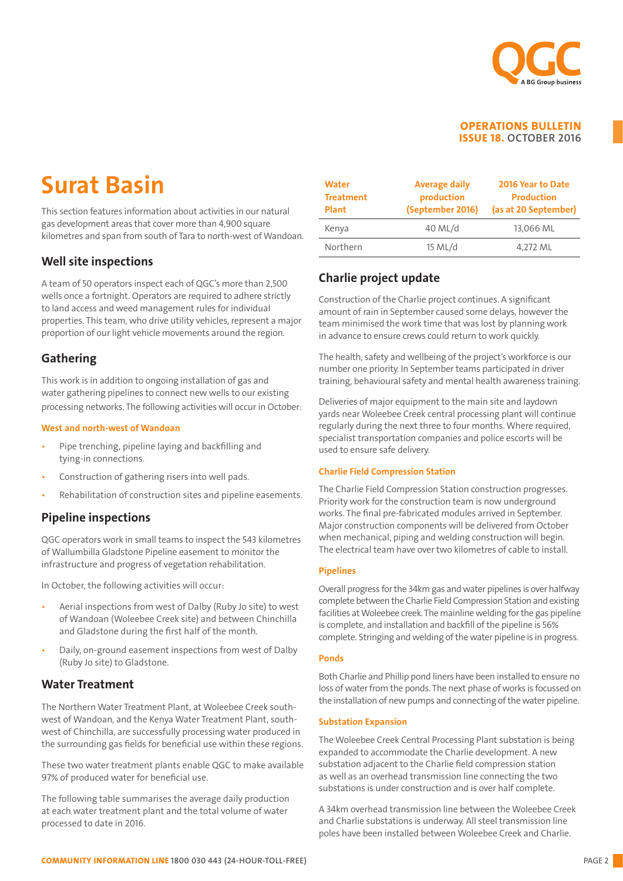**OPERATIONS BULLETIN**
**ISSUE 18.** OCTOBER 2016

# Surat Basin

This section features information about activities in our natural gas development areas that cover more than 4,900 square kilometres and span from south of Tara to north-west of Wandoan.

## Well site inspections

A team of 50 operators inspect each of QGC's more than 2,500 wells once a fortnight. Operators are required to adhere strictly to land access and weed management rules for individual properties. This team, who drive utility vehicles, represent a major proportion of our light vehicle movements around the region.

## Gathering

This work is in addition to ongoing installation of gas and water gathering pipelines to connect new wells to our existing processing networks. The following activities will occur in October:

### West and north-west of Wandoan

- Pipe trenching, pipeline laying and backfilling and tying-in connections.
- Construction of gathering risers into well pads.
- Rehabilitation of construction sites and pipeline easements.

## Pipeline inspections

QGC operators work in small teams to inspect the 543 kilometres of Wallumbilla Gladstone Pipeline easement to monitor the infrastructure and progress of vegetation rehabilitation.

In October, the following activities will occur:

- Aerial inspections from west of Dalby (Ruby Jo site) to west of Wandoan (Woleebee Creek site) and between Chinchilla and Gladstone during the first half of the month.
- Daily, on-ground easement inspections from west of Dalby (Ruby Jo site) to Gladstone.

## Water Treatment

The Northern Water Treatment Plant, at Woleebee Creek south-west of Wandoan, and the Kenya Water Treatment Plant, south-west of Chinchilla, are successfully processing water produced in the surrounding gas fields for beneficial use within these regions.

These two water treatment plants enable QGC to make available 97% of produced water for beneficial use.

The following table summarises the average daily production at each water treatment plant and the total volume of water processed to date in 2016.

| Water Treatment Plant | Average daily production (September 2016) | 2016 Year to Date Production (as at 20 September) |
|---|---|---|
| Kenya | 40 ML/d | 13,066 ML |
| Northern | 15 ML/d | 4,272 ML |

## Charlie project update

Construction of the Charlie project continues. A significant amount of rain in September caused some delays, however the team minimised the work time that was lost by planning work in advance to ensure crews could return to work quickly.

The health, safety and wellbeing of the project's workforce is our number one priority. In September teams participated in driver training, behavioural safety and mental health awareness training.

Deliveries of major equipment to the main site and laydown yards near Woleebee Creek central processing plant will continue regularly during the next three to four months. Where required, specialist transportation companies and police escorts will be used to ensure safe delivery.

### Charlie Field Compression Station

The Charlie Field Compression Station construction progresses. Priority work for the construction team is now underground works. The final pre-fabricated modules arrived in September. Major construction components will be delivered from October when mechanical, piping and welding construction will begin. The electrical team have over two kilometres of cable to install.

### Pipelines

Overall progress for the 34km gas and water pipelines is over halfway complete between the Charlie Field Compression Station and existing facilities at Woleebee creek. The mainline welding for the gas pipeline is complete, and installation and backfill of the pipeline is 56% complete. Stringing and welding of the water pipeline is in progress.

### Ponds

Both Charlie and Phillip pond liners have been installed to ensure no loss of water from the ponds. The next phase of works is focussed on the installation of new pumps and connecting of the water pipeline.

### Substation Expansion

The Woleebee Creek Central Processing Plant substation is being expanded to accommodate the Charlie development. A new substation adjacent to the Charlie field compression station as well as an overhead transmission line connecting the two substations is under construction and is over half complete.

A 34km overhead transmission line between the Woleebee Creek and Charlie substations is underway. All steel transmission line poles have been installed between Woleebee Creek and Charlie.

**COMMUNITY INFORMATION LINE** 1800 030 443 (24-HOUR-TOLL-FREE)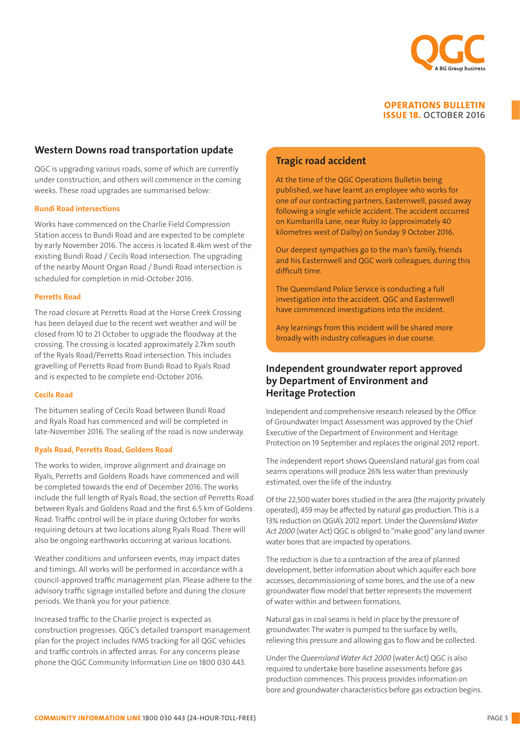## Western Downs road transportation update

QGC is upgrading various roads, some of which are currently under construction, and others will commence in the coming weeks. These road upgrades are summarised below:

### Bundi Road intersections

Works have commenced on the Charlie Field Compression Station access to Bundi Road and are expected to be complete by early November 2016. The access is located 8.4km west of the existing Bundi Road / Cecils Road intersection. The upgrading of the nearby Mount Organ Road / Bundi Road intersection is scheduled for completion in mid-October 2016.

### Perretts Road

The road closure at Perretts Road at the Horse Creek Crossing has been delayed due to the recent wet weather and will be closed from 10 to 21 October to upgrade the floodway at the crossing. The crossing is located approximately 2.7km south of the Ryals Road/Perretts Road intersection. This includes gravelling of Perretts Road from Bundi Road to Ryals Road and is expected to be complete end-October 2016.

### Cecils Road

The bitumen sealing of Cecils Road between Bundi Road and Ryals Road has commenced and will be completed in late-November 2016. The sealing of the road is now underway.

### Ryals Road, Perretts Road, Goldens Road

The works to widen, improve alignment and drainage on Ryals, Perretts and Goldens Roads have commenced and will be completed towards the end of December 2016. The works include the full length of Ryals Road, the section of Perretts Road between Ryals and Goldens Road and the first 6.5 km of Goldens Road. Traffic control will be in place during October for works requiring detours at two locations along Ryals Road. There will also be ongoing earthworks occurring at various locations.

Weather conditions and unforseen events, may impact dates and timings. All works will be performed in accordance with a council-approved traffic management plan. Please adhere to the advisory traffic signage installed before and during the closure periods. We thank you for your patience.

Increased traffic to the Charlie project is expected as construction progresses. QGC's detailed transport management plan for the project includes IVMS tracking for all QGC vehicles and traffic controls in affected areas. For any concerns please phone the QGC Community Information Line on 1800 030 443.

## Tragic road accident

At the time of the QGC Operations Bulletin being published, we have learnt an employee who works for one of our contracting partners, Easternwell, passed away following a single vehicle accident. The accident occurred on Kumbarilla Lane, near Ruby Jo (approximately 40 kilometres west of Dalby) on Sunday 9 October 2016.

Our deepest sympathies go to the man's family, friends and his Easternwell and QGC work colleagues, during this difficult time.

The Queensland Police Service is conducting a full investigation into the accident. QGC and Easternwell have commenced investigations into the incident.

Any learnings from this incident will be shared more broadly with industry colleagues in due course.

## Independent groundwater report approved by Department of Environment and Heritage Protection

Independent and comprehensive research released by the Office of Groundwater Impact Assessment was approved by the Chief Executive of the Department of Environment and Heritage Protection on 19 September and replaces the original 2012 report.

The independent report shows Queensland natural gas from coal seams operations will produce 26% less water than previously estimated, over the life of the industry.

Of the 22,500 water bores studied in the area (the majority privately operated), 459 may be affected by natural gas production. This is a 13% reduction on QGIA's 2012 report. Under the *Queensland Water Act 2000* (water Act) QGC is obliged to "make good" any land owner water bores that are impacted by operations.

The reduction is due to a contraction of the area of planned development, better information about which aquifer each bore accesses, decommissioning of some bores, and the use of a new groundwater flow model that better represents the movement of water within and between formations.

Natural gas in coal seams is held in place by the pressure of groundwater. The water is pumped to the surface by wells, relieving this pressure and allowing gas to flow and be collected.

Under the *Queensland Water Act 2000* (water Act) QGC is also required to undertake bore baseline assessments before gas production commences. This process provides information on bore and groundwater characteristics before gas extraction begins.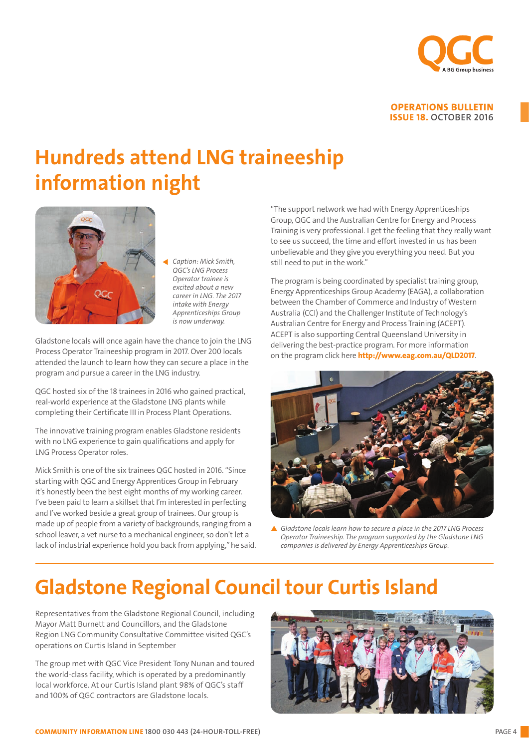# Hundreds attend LNG traineeship information night

*Caption: Mick Smith, QGC's LNG Process Operator trainee is excited about a new career in LNG. The 2017 intake with Energy Apprenticeships Group is now underway.*

Gladstone locals will once again have the chance to join the LNG Process Operator Traineeship program in 2017. Over 200 locals attended the launch to learn how they can secure a place in the program and pursue a career in the LNG industry.

QGC hosted six of the 18 trainees in 2016 who gained practical, real-world experience at the Gladstone LNG plants while completing their Certificate III in Process Plant Operations.

The innovative training program enables Gladstone residents with no LNG experience to gain qualifications and apply for LNG Process Operator roles.

Mick Smith is one of the six trainees QGC hosted in 2016. "Since starting with QGC and Energy Apprentices Group in February it's honestly been the best eight months of my working career. I've been paid to learn a skillset that I'm interested in perfecting and I've worked beside a great group of trainees. Our group is made up of people from a variety of backgrounds, ranging from a school leaver, a vet nurse to a mechanical engineer, so don't let a lack of industrial experience hold you back from applying," he said.

"The support network we had with Energy Apprenticeships Group, QGC and the Australian Centre for Energy and Process Training is very professional. I get the feeling that they really want to see us succeed, the time and effort invested in us has been unbelievable and they give you everything you need. But you still need to put in the work."

The program is being coordinated by specialist training group, Energy Apprenticeships Group Academy (EAGA), a collaboration between the Chamber of Commerce and Industry of Western Australia (CCI) and the Challenger Institute of Technology's Australian Centre for Energy and Process Training (ACEPT). ACEPT is also supporting Central Queensland University in delivering the best-practice program. For more information on the program click here **http://www.eag.com.au/QLD2017**.

*Gladstone locals learn how to secure a place in the 2017 LNG Process Operator Traineeship. The program supported by the Gladstone LNG companies is delivered by Energy Apprenticeships Group.*

# Gladstone Regional Council tour Curtis Island

Representatives from the Gladstone Regional Council, including Mayor Matt Burnett and Councillors, and the Gladstone Region LNG Community Consultative Committee visited QGC's operations on Curtis Island in September

The group met with QGC Vice President Tony Nunan and toured the world-class facility, which is operated by a predominantly local workforce. At our Curtis Island plant 98% of QGC's staff and 100% of QGC contractors are Gladstone locals.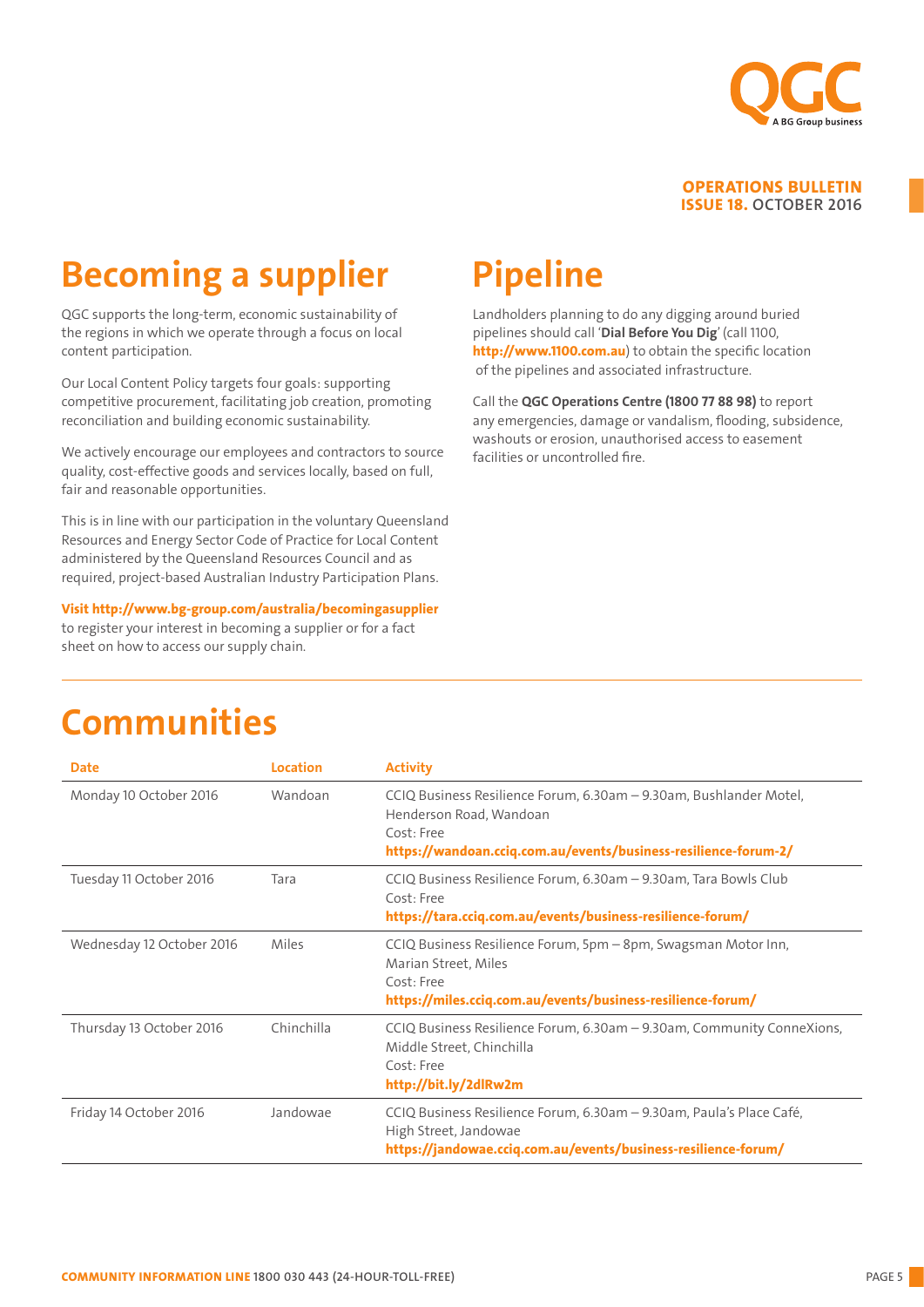**OPERATIONS BULLETIN**
**ISSUE 18.** OCTOBER 2016

# Becoming a supplier

QGC supports the long-term, economic sustainability of the regions in which we operate through a focus on local content participation.

Our Local Content Policy targets four goals: supporting competitive procurement, facilitating job creation, promoting reconciliation and building economic sustainability.

We actively encourage our employees and contractors to source quality, cost-effective goods and services locally, based on full, fair and reasonable opportunities.

This is in line with our participation in the voluntary Queensland Resources and Energy Sector Code of Practice for Local Content administered by the Queensland Resources Council and as required, project-based Australian Industry Participation Plans.

**Visit http://www.bg-group.com/australia/becomingasupplier** to register your interest in becoming a supplier or for a fact sheet on how to access our supply chain.

# Pipeline

Landholders planning to do any digging around buried pipelines should call '**Dial Before You Dig**' (call 1100, **http://www.1100.com.au**) to obtain the specific location of the pipelines and associated infrastructure.

Call the **QGC Operations Centre (1800 77 88 98)** to report any emergencies, damage or vandalism, flooding, subsidence, washouts or erosion, unauthorised access to easement facilities or uncontrolled fire.

# Communities

| Date | Location | Activity |
|---|---|---|
| Monday 10 October 2016 | Wandoan | CCIQ Business Resilience Forum, 6.30am – 9.30am, Bushlander Motel, Henderson Road, Wandoan<br>Cost: Free<br>**https://wandoan.cciq.com.au/events/business-resilience-forum-2/** |
| Tuesday 11 October 2016 | Tara | CCIQ Business Resilience Forum, 6.30am – 9.30am, Tara Bowls Club<br>Cost: Free<br>**https://tara.cciq.com.au/events/business-resilience-forum/** |
| Wednesday 12 October 2016 | Miles | CCIQ Business Resilience Forum, 5pm – 8pm, Swagsman Motor Inn, Marian Street, Miles<br>Cost: Free<br>**https://miles.cciq.com.au/events/business-resilience-forum/** |
| Thursday 13 October 2016 | Chinchilla | CCIQ Business Resilience Forum, 6.30am – 9.30am, Community ConneXions, Middle Street, Chinchilla<br>Cost: Free<br>**http://bit.ly/2dlRw2m** |
| Friday 14 October 2016 | Jandowae | CCIQ Business Resilience Forum, 6.30am – 9.30am, Paula's Place Café, High Street, Jandowae<br>**https://jandowae.cciq.com.au/events/business-resilience-forum/** |

**COMMUNITY INFORMATION LINE** 1800 030 443 (24-HOUR-TOLL-FREE)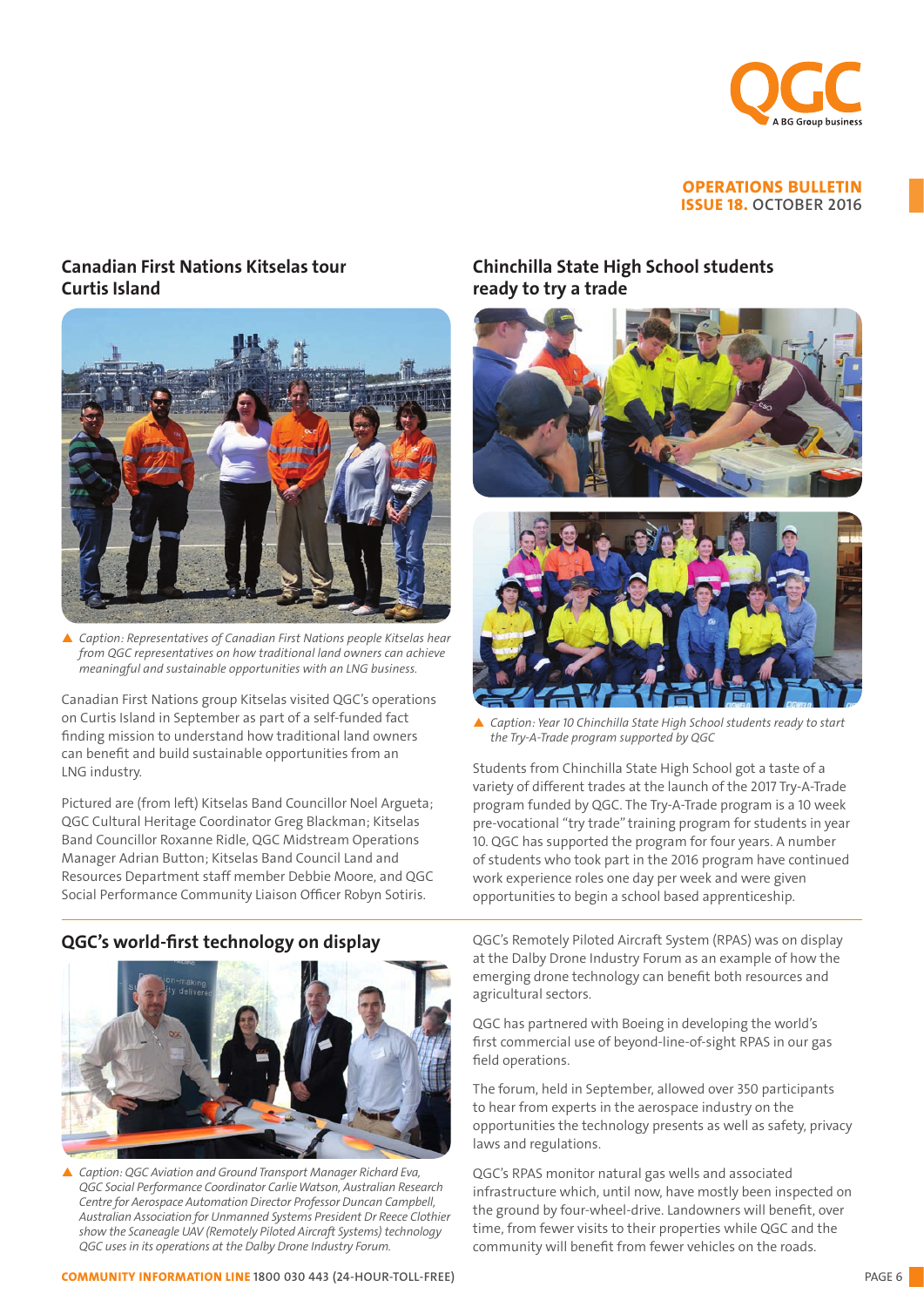## Canadian First Nations Kitselas tour Curtis Island

▲ *Caption: Representatives of Canadian First Nations people Kitselas hear from QGC representatives on how traditional land owners can achieve meaningful and sustainable opportunities with an LNG business.*

Canadian First Nations group Kitselas visited QGC's operations on Curtis Island in September as part of a self-funded fact finding mission to understand how traditional land owners can benefit and build sustainable opportunities from an LNG industry.

Pictured are (from left) Kitselas Band Councillor Noel Argueta; QGC Cultural Heritage Coordinator Greg Blackman; Kitselas Band Councillor Roxanne Ridle, QGC Midstream Operations Manager Adrian Button; Kitselas Band Council Land and Resources Department staff member Debbie Moore, and QGC Social Performance Community Liaison Officer Robyn Sotiris.

## Chinchilla State High School students ready to try a trade

▲ *Caption: Year 10 Chinchilla State High School students ready to start the Try-A-Trade program supported by QGC*

Students from Chinchilla State High School got a taste of a variety of different trades at the launch of the 2017 Try-A-Trade program funded by QGC. The Try-A-Trade program is a 10 week pre-vocational "try trade" training program for students in year 10. QGC has supported the program for four years. A number of students who took part in the 2016 program have continued work experience roles one day per week and were given opportunities to begin a school based apprenticeship.

## QGC's world-first technology on display

▲ *Caption: QGC Aviation and Ground Transport Manager Richard Eva, QGC Social Performance Coordinator Carlie Watson, Australian Research Centre for Aerospace Automation Director Professor Duncan Campbell, Australian Association for Unmanned Systems President Dr Reece Clothier show the Scaneagle UAV (Remotely Piloted Aircraft Systems) technology QGC uses in its operations at the Dalby Drone Industry Forum.*

QGC's Remotely Piloted Aircraft System (RPAS) was on display at the Dalby Drone Industry Forum as an example of how the emerging drone technology can benefit both resources and agricultural sectors.

QGC has partnered with Boeing in developing the world's first commercial use of beyond-line-of-sight RPAS in our gas field operations.

The forum, held in September, allowed over 350 participants to hear from experts in the aerospace industry on the opportunities the technology presents as well as safety, privacy laws and regulations.

QGC's RPAS monitor natural gas wells and associated infrastructure which, until now, have mostly been inspected on the ground by four-wheel-drive. Landowners will benefit, over time, from fewer visits to their properties while QGC and the community will benefit from fewer vehicles on the roads.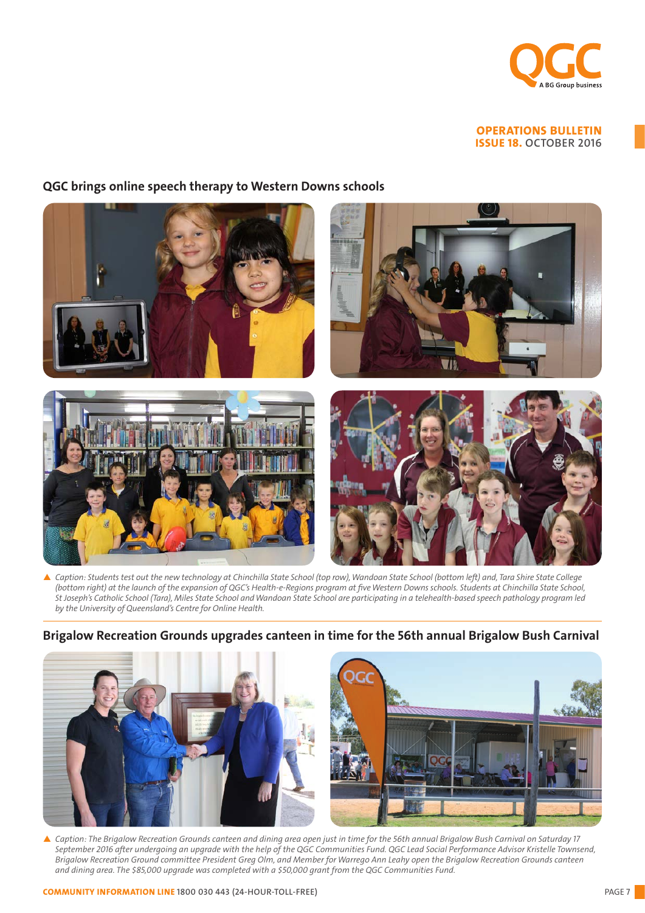## QGC brings online speech therapy to Western Downs schools

▲ *Caption: Students test out the new technology at Chinchilla State School (top row), Wandoan State School (bottom left) and, Tara Shire State College (bottom right) at the launch of the expansion of QGC's Health-e-Regions program at five Western Downs schools. Students at Chinchilla State School, St Joseph's Catholic School (Tara), Miles State School and Wandoan State School are participating in a telehealth-based speech pathology program led by the University of Queensland's Centre for Online Health.*

## Brigalow Recreation Grounds upgrades canteen in time for the 56th annual Brigalow Bush Carnival

▲ *Caption: The Brigalow Recreation Grounds canteen and dining area open just in time for the 56th annual Brigalow Bush Carnival on Saturday 17 September 2016 after undergoing an upgrade with the help of the QGC Communities Fund. QGC Lead Social Performance Advisor Kristelle Townsend, Brigalow Recreation Ground committee President Greg Olm, and Member for Warrego Ann Leahy open the Brigalow Recreation Grounds canteen and dining area. The $85,000 upgrade was completed with a $50,000 grant from the QGC Communities Fund.*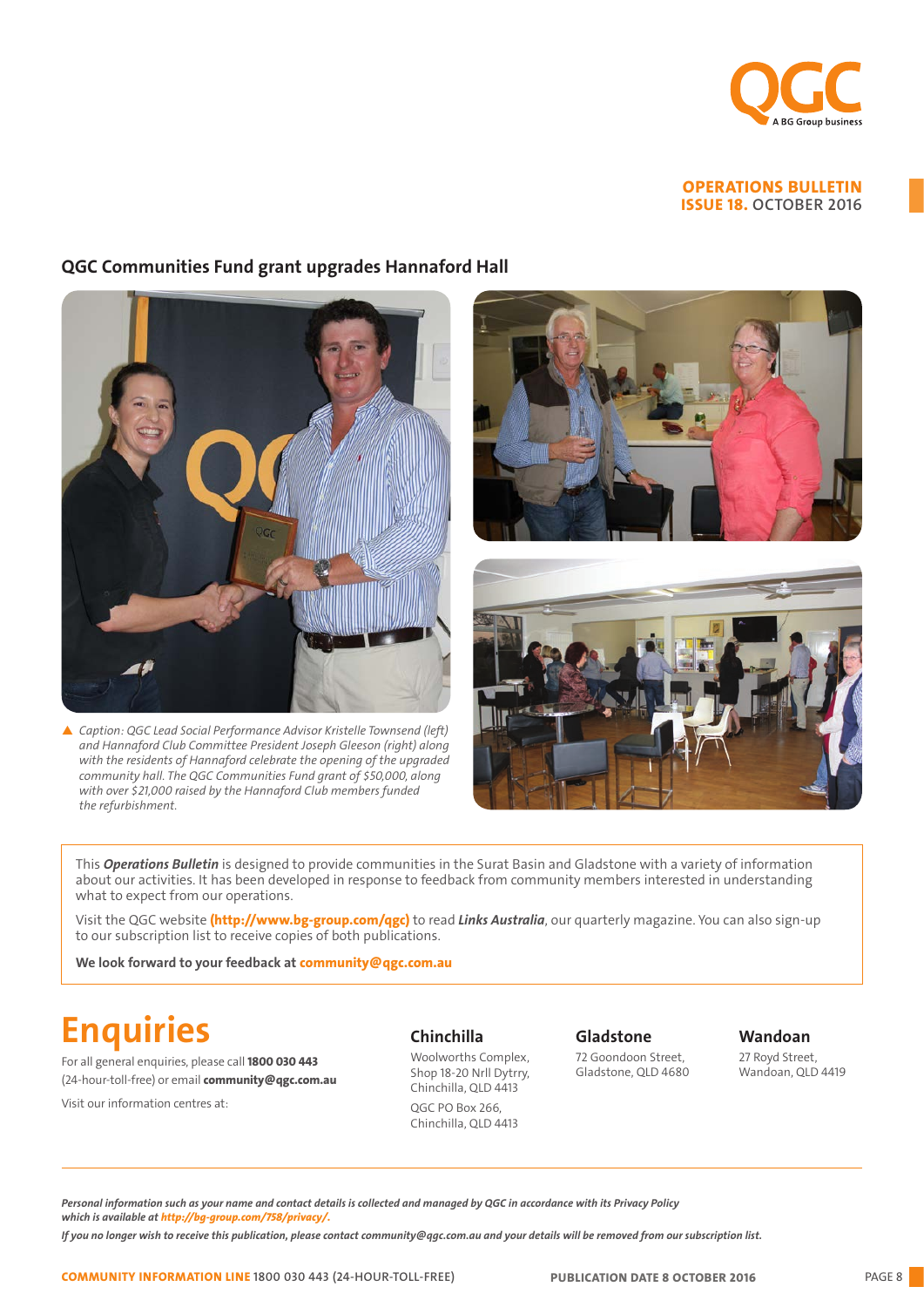## QGC Communities Fund grant upgrades Hannaford Hall

▲ *Caption: QGC Lead Social Performance Advisor Kristelle Townsend (left) and Hannaford Club Committee President Joseph Gleeson (right) along with the residents of Hannaford celebrate the opening of the upgraded community hall. The QGC Communities Fund grant of $50,000, along with over $21,000 raised by the Hannaford Club members funded the refurbishment.*

This ***Operations Bulletin*** is designed to provide communities in the Surat Basin and Gladstone with a variety of information about our activities. It has been developed in response to feedback from community members interested in understanding what to expect from our operations.

Visit the QGC website **(http://www.bg-group.com/qgc)** to read ***Links Australia***, our quarterly magazine. You can also sign-up to our subscription list to receive copies of both publications.

**We look forward to your feedback at community@qgc.com.au**

# Enquiries

For all general enquiries, please call **1800 030 443** (24-hour-toll-free) or email **community@qgc.com.au**

Visit our information centres at:

### Chinchilla

Woolworths Complex,
Shop 18-20 Nrll Dytrry,
Chinchilla, QLD 4413

QGC PO Box 266,
Chinchilla, QLD 4413

### Gladstone

72 Goondoon Street,
Gladstone, QLD 4680

### Wandoan

27 Royd Street,
Wandoan, QLD 4419

***Personal information such as your name and contact details is collected and managed by QGC in accordance with its Privacy Policy which is available at http://bg-group.com/758/privacy/.***

***If you no longer wish to receive this publication, please contact community@qgc.com.au and your details will be removed from our subscription list.***